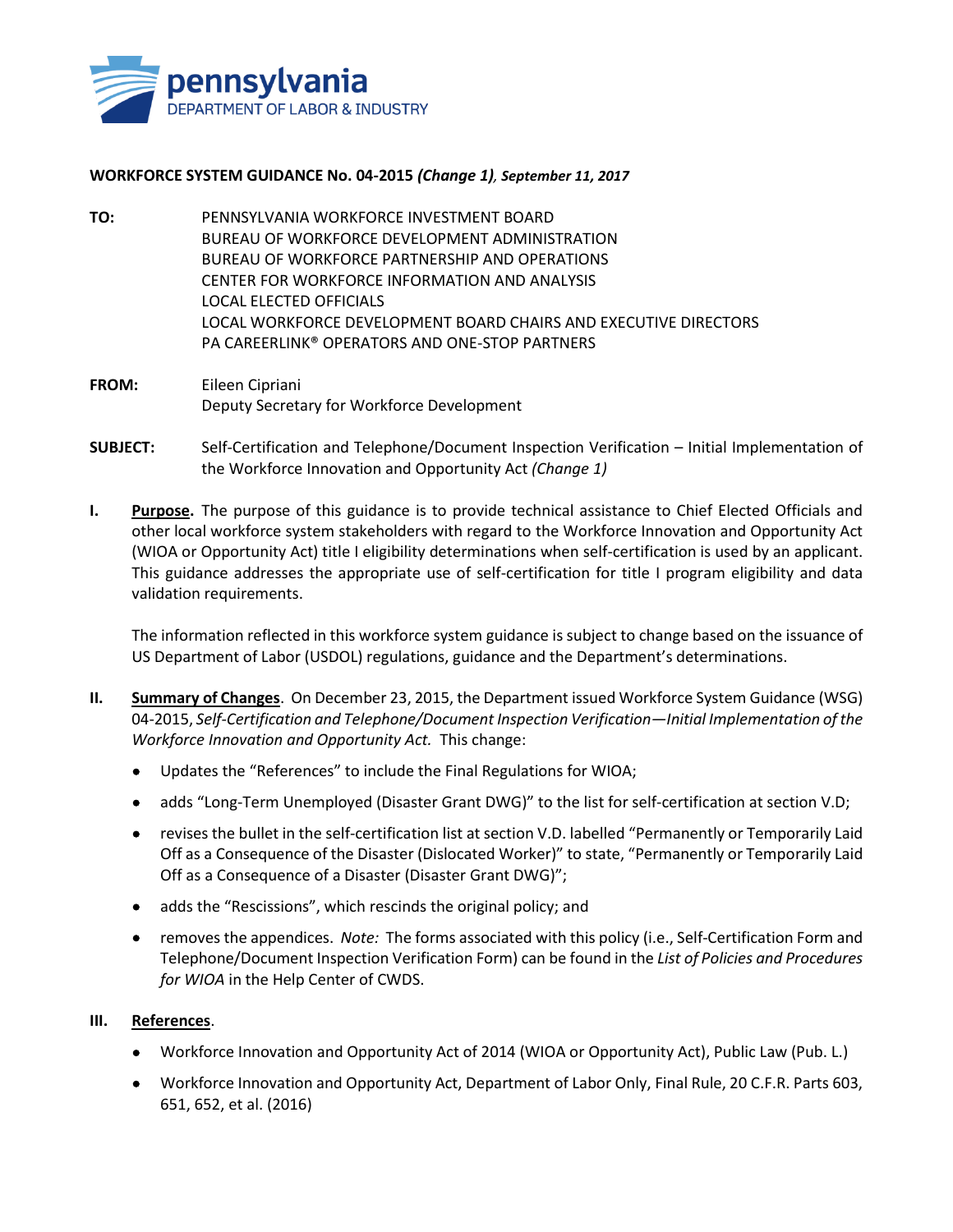pennsylvania
DEPARTMENT OF LABOR & INDUSTRY

**WORKFORCE SYSTEM GUIDANCE No. 04-2015** ***(Change 1)****, September 11, 2017*

**TO:** PENNSYLVANIA WORKFORCE INVESTMENT BOARD
BUREAU OF WORKFORCE DEVELOPMENT ADMINISTRATION
BUREAU OF WORKFORCE PARTNERSHIP AND OPERATIONS
CENTER FOR WORKFORCE INFORMATION AND ANALYSIS
LOCAL ELECTED OFFICIALS
LOCAL WORKFORCE DEVELOPMENT BOARD CHAIRS AND EXECUTIVE DIRECTORS
PA CAREERLINK® OPERATORS AND ONE-STOP PARTNERS

**FROM:** Eileen Cipriani
Deputy Secretary for Workforce Development

**SUBJECT:** Self-Certification and Telephone/Document Inspection Verification – Initial Implementation of the Workforce Innovation and Opportunity Act *(Change 1)*

**I. Purpose.** The purpose of this guidance is to provide technical assistance to Chief Elected Officials and other local workforce system stakeholders with regard to the Workforce Innovation and Opportunity Act (WIOA or Opportunity Act) title I eligibility determinations when self-certification is used by an applicant. This guidance addresses the appropriate use of self-certification for title I program eligibility and data validation requirements.

The information reflected in this workforce system guidance is subject to change based on the issuance of US Department of Labor (USDOL) regulations, guidance and the Department's determinations.

**II. Summary of Changes**. On December 23, 2015, the Department issued Workforce System Guidance (WSG) 04-2015, *Self-Certification and Telephone/Document Inspection Verification—Initial Implementation of the Workforce Innovation and Opportunity Act.* This change:

- Updates the "References" to include the Final Regulations for WIOA;
- adds "Long-Term Unemployed (Disaster Grant DWG)" to the list for self-certification at section V.D;
- revises the bullet in the self-certification list at section V.D. labelled "Permanently or Temporarily Laid Off as a Consequence of the Disaster (Dislocated Worker)" to state, "Permanently or Temporarily Laid Off as a Consequence of a Disaster (Disaster Grant DWG)";
- adds the "Rescissions", which rescinds the original policy; and
- removes the appendices. *Note:* The forms associated with this policy (i.e., Self-Certification Form and Telephone/Document Inspection Verification Form) can be found in the *List of Policies and Procedures for WIOA* in the Help Center of CWDS.

**III. References**.

- Workforce Innovation and Opportunity Act of 2014 (WIOA or Opportunity Act), Public Law (Pub. L.)
- Workforce Innovation and Opportunity Act, Department of Labor Only, Final Rule, 20 C.F.R. Parts 603, 651, 652, et al. (2016)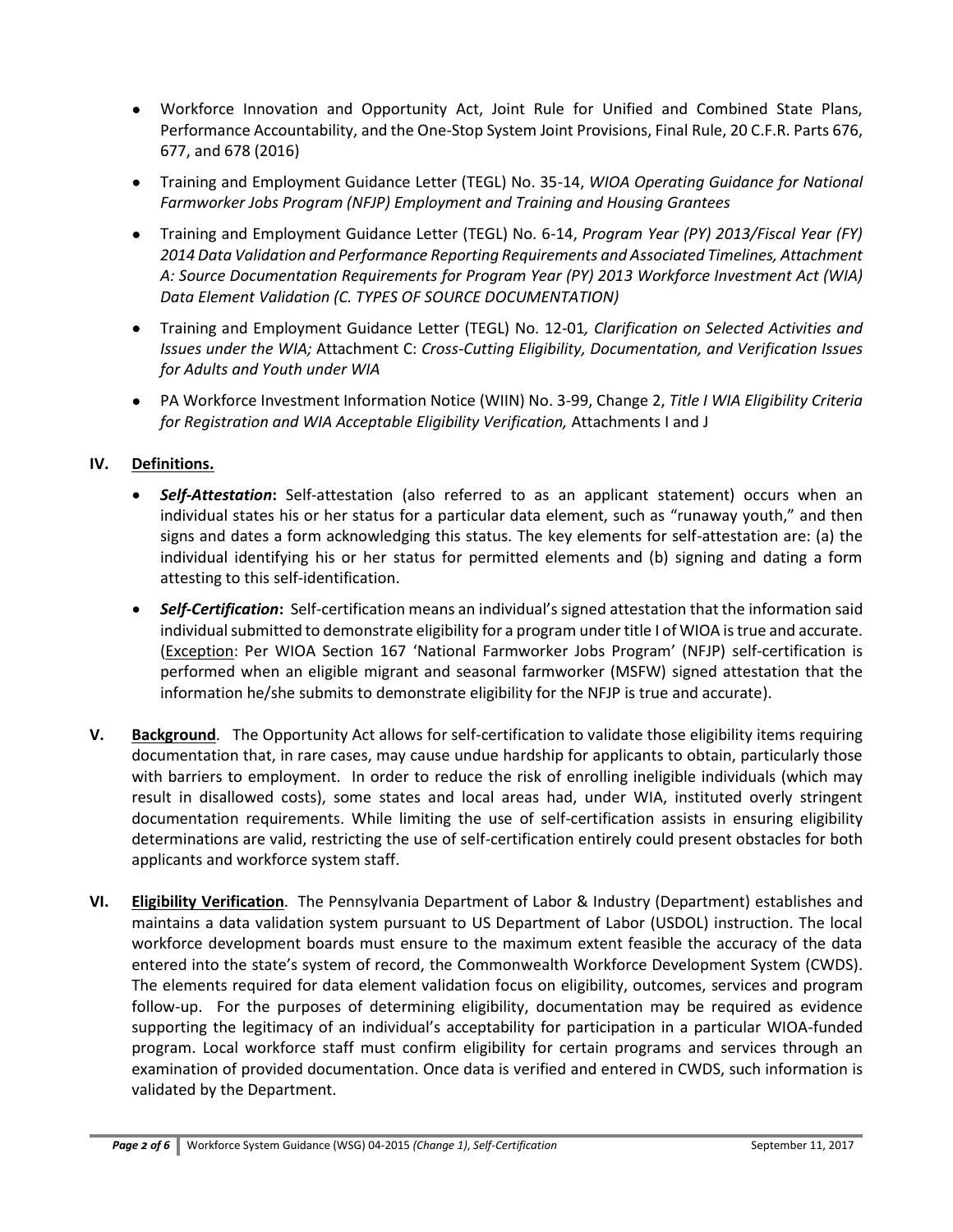- Workforce Innovation and Opportunity Act, Joint Rule for Unified and Combined State Plans, Performance Accountability, and the One-Stop System Joint Provisions, Final Rule, 20 C.F.R. Parts 676, 677, and 678 (2016)
- Training and Employment Guidance Letter (TEGL) No. 35-14, *WIOA Operating Guidance for National Farmworker Jobs Program (NFJP) Employment and Training and Housing Grantees*
- Training and Employment Guidance Letter (TEGL) No. 6-14, *Program Year (PY) 2013/Fiscal Year (FY) 2014 Data Validation and Performance Reporting Requirements and Associated Timelines, Attachment A: Source Documentation Requirements for Program Year (PY) 2013 Workforce Investment Act (WIA) Data Element Validation (C. TYPES OF SOURCE DOCUMENTATION)*
- Training and Employment Guidance Letter (TEGL) No. 12-01*, Clarification on Selected Activities and Issues under the WIA;* Attachment C: *Cross-Cutting Eligibility, Documentation, and Verification Issues for Adults and Youth under WIA*
- PA Workforce Investment Information Notice (WIIN) No. 3-99, Change 2, *Title I WIA Eligibility Criteria for Registration and WIA Acceptable Eligibility Verification,* Attachments I and J

## IV. Definitions.

- ***Self-Attestation*****:** Self-attestation (also referred to as an applicant statement) occurs when an individual states his or her status for a particular data element, such as "runaway youth," and then signs and dates a form acknowledging this status. The key elements for self-attestation are: (a) the individual identifying his or her status for permitted elements and (b) signing and dating a form attesting to this self-identification.
- ***Self-Certification*****:** Self-certification means an individual's signed attestation that the information said individual submitted to demonstrate eligibility for a program under title I of WIOA is true and accurate. (Exception: Per WIOA Section 167 'National Farmworker Jobs Program' (NFJP) self-certification is performed when an eligible migrant and seasonal farmworker (MSFW) signed attestation that the information he/she submits to demonstrate eligibility for the NFJP is true and accurate).

**V. Background**. The Opportunity Act allows for self-certification to validate those eligibility items requiring documentation that, in rare cases, may cause undue hardship for applicants to obtain, particularly those with barriers to employment. In order to reduce the risk of enrolling ineligible individuals (which may result in disallowed costs), some states and local areas had, under WIA, instituted overly stringent documentation requirements. While limiting the use of self-certification assists in ensuring eligibility determinations are valid, restricting the use of self-certification entirely could present obstacles for both applicants and workforce system staff.

**VI. Eligibility Verification**. The Pennsylvania Department of Labor & Industry (Department) establishes and maintains a data validation system pursuant to US Department of Labor (USDOL) instruction. The local workforce development boards must ensure to the maximum extent feasible the accuracy of the data entered into the state's system of record, the Commonwealth Workforce Development System (CWDS). The elements required for data element validation focus on eligibility, outcomes, services and program follow-up. For the purposes of determining eligibility, documentation may be required as evidence supporting the legitimacy of an individual's acceptability for participation in a particular WIOA-funded program. Local workforce staff must confirm eligibility for certain programs and services through an examination of provided documentation. Once data is verified and entered in CWDS, such information is validated by the Department.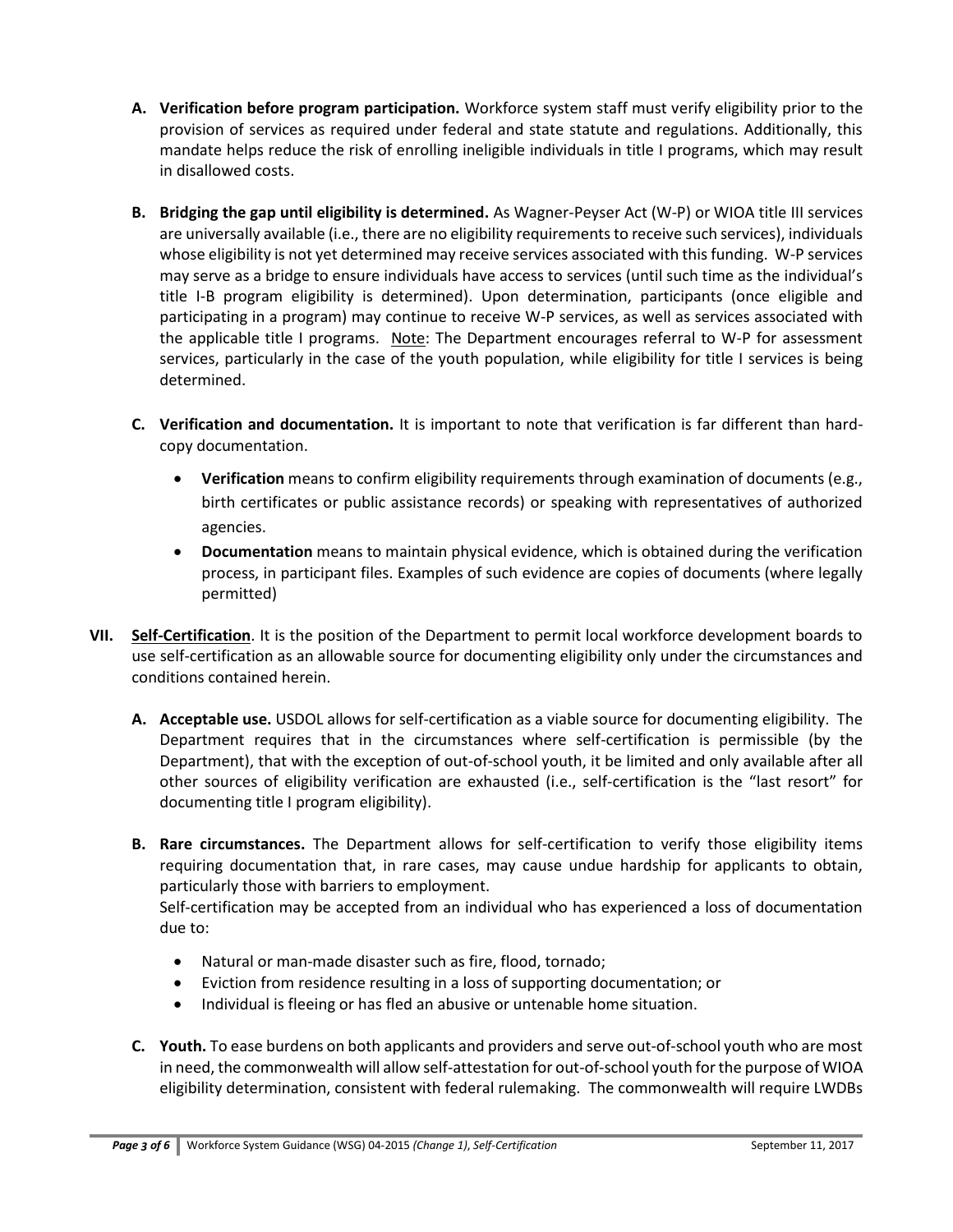A. **Verification before program participation.** Workforce system staff must verify eligibility prior to the provision of services as required under federal and state statute and regulations. Additionally, this mandate helps reduce the risk of enrolling ineligible individuals in title I programs, which may result in disallowed costs.

B. **Bridging the gap until eligibility is determined.** As Wagner-Peyser Act (W-P) or WIOA title III services are universally available (i.e., there are no eligibility requirements to receive such services), individuals whose eligibility is not yet determined may receive services associated with this funding. W-P services may serve as a bridge to ensure individuals have access to services (until such time as the individual's title I-B program eligibility is determined). Upon determination, participants (once eligible and participating in a program) may continue to receive W-P services, as well as services associated with the applicable title I programs. Note: The Department encourages referral to W-P for assessment services, particularly in the case of the youth population, while eligibility for title I services is being determined.

C. **Verification and documentation.** It is important to note that verification is far different than hard-copy documentation.

- **Verification** means to confirm eligibility requirements through examination of documents (e.g., birth certificates or public assistance records) or speaking with representatives of authorized agencies.
- **Documentation** means to maintain physical evidence, which is obtained during the verification process, in participant files. Examples of such evidence are copies of documents (where legally permitted)

VII. **Self-Certification**. It is the position of the Department to permit local workforce development boards to use self-certification as an allowable source for documenting eligibility only under the circumstances and conditions contained herein.

A. **Acceptable use.** USDOL allows for self-certification as a viable source for documenting eligibility. The Department requires that in the circumstances where self-certification is permissible (by the Department), that with the exception of out-of-school youth, it be limited and only available after all other sources of eligibility verification are exhausted (i.e., self-certification is the "last resort" for documenting title I program eligibility).

B. **Rare circumstances.** The Department allows for self-certification to verify those eligibility items requiring documentation that, in rare cases, may cause undue hardship for applicants to obtain, particularly those with barriers to employment.
Self-certification may be accepted from an individual who has experienced a loss of documentation due to:

- Natural or man-made disaster such as fire, flood, tornado;
- Eviction from residence resulting in a loss of supporting documentation; or
- Individual is fleeing or has fled an abusive or untenable home situation.

C. **Youth.** To ease burdens on both applicants and providers and serve out-of-school youth who are most in need, the commonwealth will allow self-attestation for out-of-school youth for the purpose of WIOA eligibility determination, consistent with federal rulemaking. The commonwealth will require LWDBs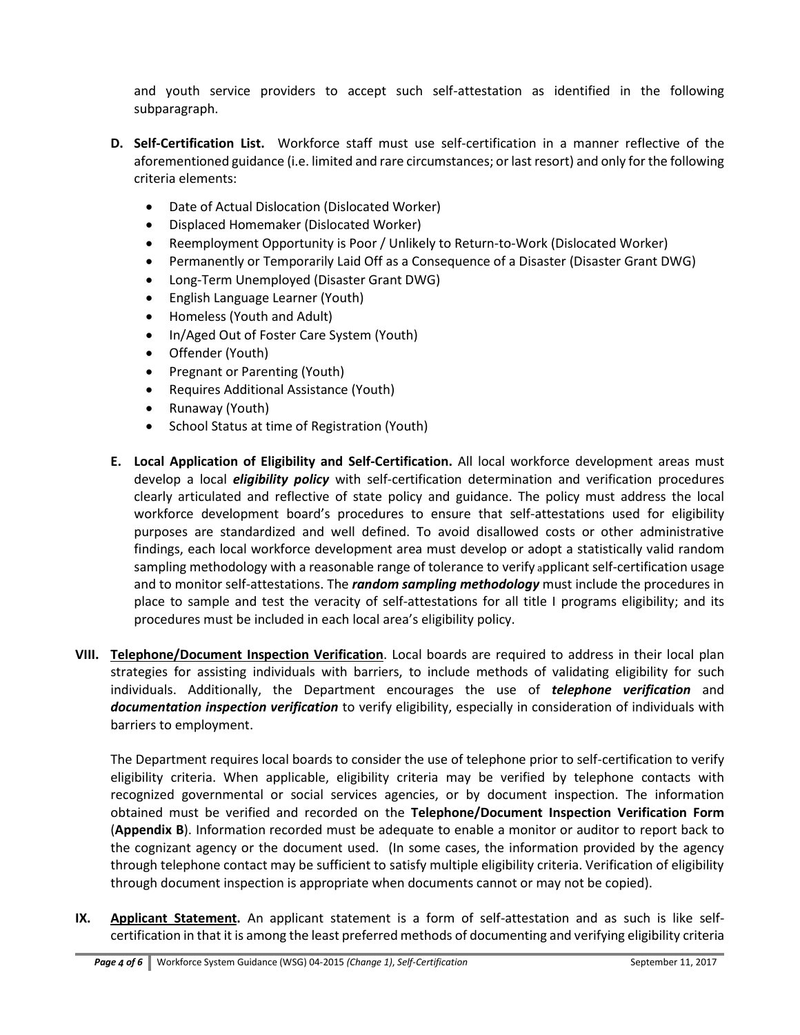and youth service providers to accept such self-attestation as identified in the following subparagraph.

**D. Self-Certification List.** Workforce staff must use self-certification in a manner reflective of the aforementioned guidance (i.e. limited and rare circumstances; or last resort) and only for the following criteria elements:

- Date of Actual Dislocation (Dislocated Worker)
- Displaced Homemaker (Dislocated Worker)
- Reemployment Opportunity is Poor / Unlikely to Return-to-Work (Dislocated Worker)
- Permanently or Temporarily Laid Off as a Consequence of a Disaster (Disaster Grant DWG)
- Long-Term Unemployed (Disaster Grant DWG)
- English Language Learner (Youth)
- Homeless (Youth and Adult)
- In/Aged Out of Foster Care System (Youth)
- Offender (Youth)
- Pregnant or Parenting (Youth)
- Requires Additional Assistance (Youth)
- Runaway (Youth)
- School Status at time of Registration (Youth)

**E. Local Application of Eligibility and Self-Certification.** All local workforce development areas must develop a local ***eligibility policy*** with self-certification determination and verification procedures clearly articulated and reflective of state policy and guidance. The policy must address the local workforce development board's procedures to ensure that self-attestations used for eligibility purposes are standardized and well defined. To avoid disallowed costs or other administrative findings, each local workforce development area must develop or adopt a statistically valid random sampling methodology with a reasonable range of tolerance to verify applicant self-certification usage and to monitor self-attestations. The ***random sampling methodology*** must include the procedures in place to sample and test the veracity of self-attestations for all title I programs eligibility; and its procedures must be included in each local area's eligibility policy.

**VIII. Telephone/Document Inspection Verification**. Local boards are required to address in their local plan strategies for assisting individuals with barriers, to include methods of validating eligibility for such individuals. Additionally, the Department encourages the use of ***telephone verification*** and ***documentation inspection verification*** to verify eligibility, especially in consideration of individuals with barriers to employment.

The Department requires local boards to consider the use of telephone prior to self-certification to verify eligibility criteria. When applicable, eligibility criteria may be verified by telephone contacts with recognized governmental or social services agencies, or by document inspection. The information obtained must be verified and recorded on the **Telephone/Document Inspection Verification Form** (**Appendix B**). Information recorded must be adequate to enable a monitor or auditor to report back to the cognizant agency or the document used. (In some cases, the information provided by the agency through telephone contact may be sufficient to satisfy multiple eligibility criteria. Verification of eligibility through document inspection is appropriate when documents cannot or may not be copied).

**IX. Applicant Statement.** An applicant statement is a form of self-attestation and as such is like self-certification in that it is among the least preferred methods of documenting and verifying eligibility criteria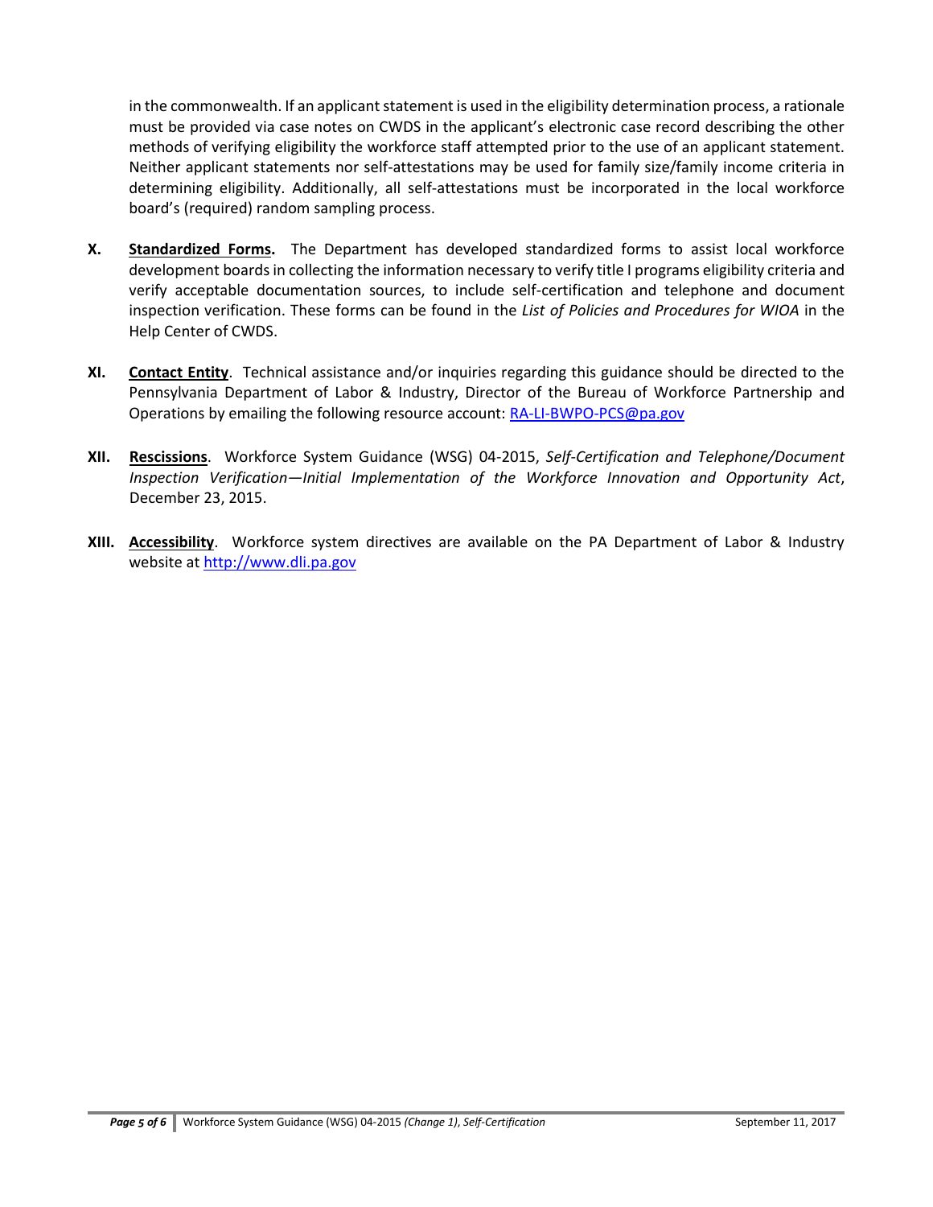in the commonwealth. If an applicant statement is used in the eligibility determination process, a rationale must be provided via case notes on CWDS in the applicant's electronic case record describing the other methods of verifying eligibility the workforce staff attempted prior to the use of an applicant statement. Neither applicant statements nor self-attestations may be used for family size/family income criteria in determining eligibility. Additionally, all self-attestations must be incorporated in the local workforce board's (required) random sampling process.

**X.** **Standardized Forms.** The Department has developed standardized forms to assist local workforce development boards in collecting the information necessary to verify title I programs eligibility criteria and verify acceptable documentation sources, to include self-certification and telephone and document inspection verification. These forms can be found in the *List of Policies and Procedures for WIOA* in the Help Center of CWDS.

**XI.** **Contact Entity**. Technical assistance and/or inquiries regarding this guidance should be directed to the Pennsylvania Department of Labor & Industry, Director of the Bureau of Workforce Partnership and Operations by emailing the following resource account: RA-LI-BWPO-PCS@pa.gov

**XII.** **Rescissions**. Workforce System Guidance (WSG) 04-2015, *Self-Certification and Telephone/Document Inspection Verification—Initial Implementation of the Workforce Innovation and Opportunity Act*, December 23, 2015.

**XIII.** **Accessibility**. Workforce system directives are available on the PA Department of Labor & Industry website at http://www.dli.pa.gov